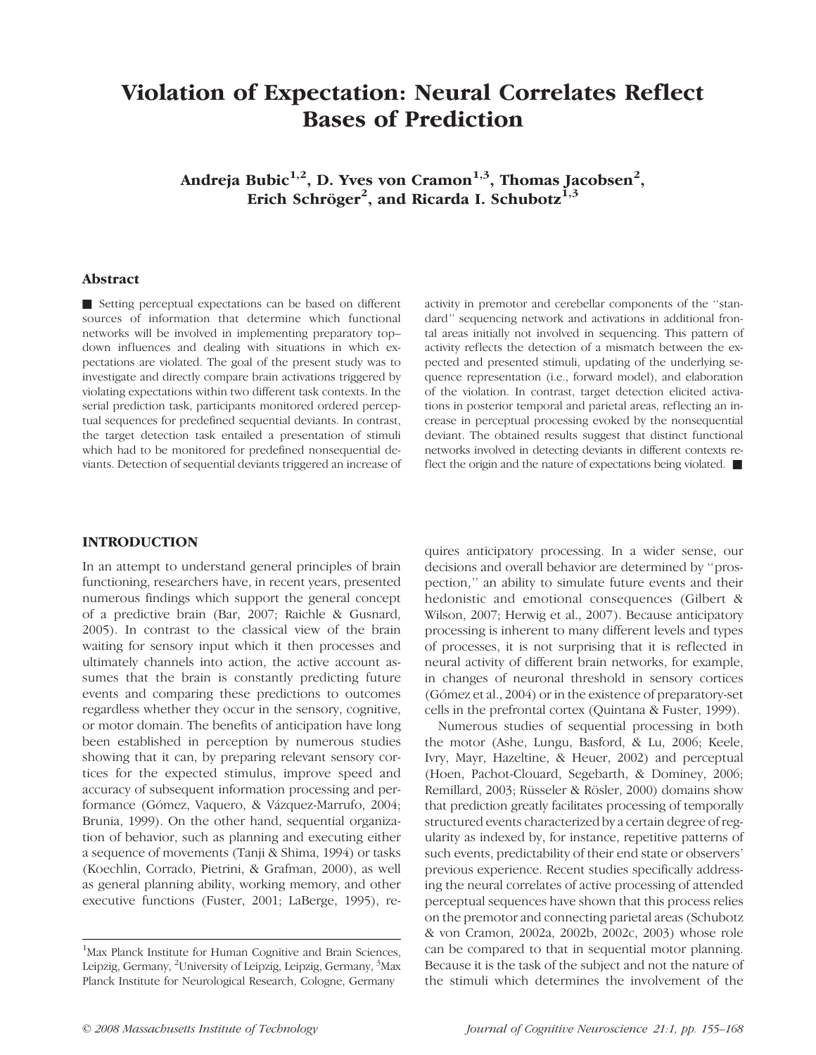# Violation of Expectation: Neural Correlates Reflect Bases of Prediction

**Andreja Bubic[1,2], D. Yves von Cramon[1,3], Thomas Jacobsen[2], Erich Schröger[2], and Ricarda I. Schubotz[1,3]**

## Abstract

■ Setting perceptual expectations can be based on different sources of information that determine which functional networks will be involved in implementing preparatory top–down influences and dealing with situations in which expectations are violated. The goal of the present study was to investigate and directly compare brain activations triggered by violating expectations within two different task contexts. In the serial prediction task, participants monitored ordered perceptual sequences for predefined sequential deviants. In contrast, the target detection task entailed a presentation of stimuli which had to be monitored for predefined nonsequential deviants. Detection of sequential deviants triggered an increase of activity in premotor and cerebellar components of the ''standard'' sequencing network and activations in additional frontal areas initially not involved in sequencing. This pattern of activity reflects the detection of a mismatch between the expected and presented stimuli, updating of the underlying sequence representation (i.e., forward model), and elaboration of the violation. In contrast, target detection elicited activations in posterior temporal and parietal areas, reflecting an increase in perceptual processing evoked by the nonsequential deviant. The obtained results suggest that distinct functional networks involved in detecting deviants in different contexts reflect the origin and the nature of expectations being violated. ■

## INTRODUCTION

In an attempt to understand general principles of brain functioning, researchers have, in recent years, presented numerous findings which support the general concept of a predictive brain (Bar, 2007; Raichle & Gusnard, 2005). In contrast to the classical view of the brain waiting for sensory input which it then processes and ultimately channels into action, the active account assumes that the brain is constantly predicting future events and comparing these predictions to outcomes regardless whether they occur in the sensory, cognitive, or motor domain. The benefits of anticipation have long been established in perception by numerous studies showing that it can, by preparing relevant sensory cortices for the expected stimulus, improve speed and accuracy of subsequent information processing and performance (Gómez, Vaquero, & Vázquez-Marrufo, 2004; Brunia, 1999). On the other hand, sequential organization of behavior, such as planning and executing either a sequence of movements (Tanji & Shima, 1994) or tasks (Koechlin, Corrado, Pietrini, & Grafman, 2000), as well as general planning ability, working memory, and other executive functions (Fuster, 2001; LaBerge, 1995), requires anticipatory processing. In a wider sense, our decisions and overall behavior are determined by ''prospection,'' an ability to simulate future events and their hedonistic and emotional consequences (Gilbert & Wilson, 2007; Herwig et al., 2007). Because anticipatory processing is inherent to many different levels and types of processes, it is not surprising that it is reflected in neural activity of different brain networks, for example, in changes of neuronal threshold in sensory cortices (Gómez et al., 2004) or in the existence of preparatory-set cells in the prefrontal cortex (Quintana & Fuster, 1999).

Numerous studies of sequential processing in both the motor (Ashe, Lungu, Basford, & Lu, 2006; Keele, Ivry, Mayr, Hazeltine, & Heuer, 2002) and perceptual (Hoen, Pachot-Clouard, Segebarth, & Dominey, 2006; Remillard, 2003; Rüsseler & Rösler, 2000) domains show that prediction greatly facilitates processing of temporally structured events characterized by a certain degree of regularity as indexed by, for instance, repetitive patterns of such events, predictability of their end state or observers' previous experience. Recent studies specifically addressing the neural correlates of active processing of attended perceptual sequences have shown that this process relies on the premotor and connecting parietal areas (Schubotz & von Cramon, 2002a, 2002b, 2002c, 2003) whose role can be compared to that in sequential motor planning. Because it is the task of the subject and not the nature of the stimuli which determines the involvement of the

[1]Max Planck Institute for Human Cognitive and Brain Sciences, Leipzig, Germany, [2]University of Leipzig, Leipzig, Germany, [3]Max Planck Institute for Neurological Research, Cologne, Germany

© 2008 Massachusetts Institute of Technology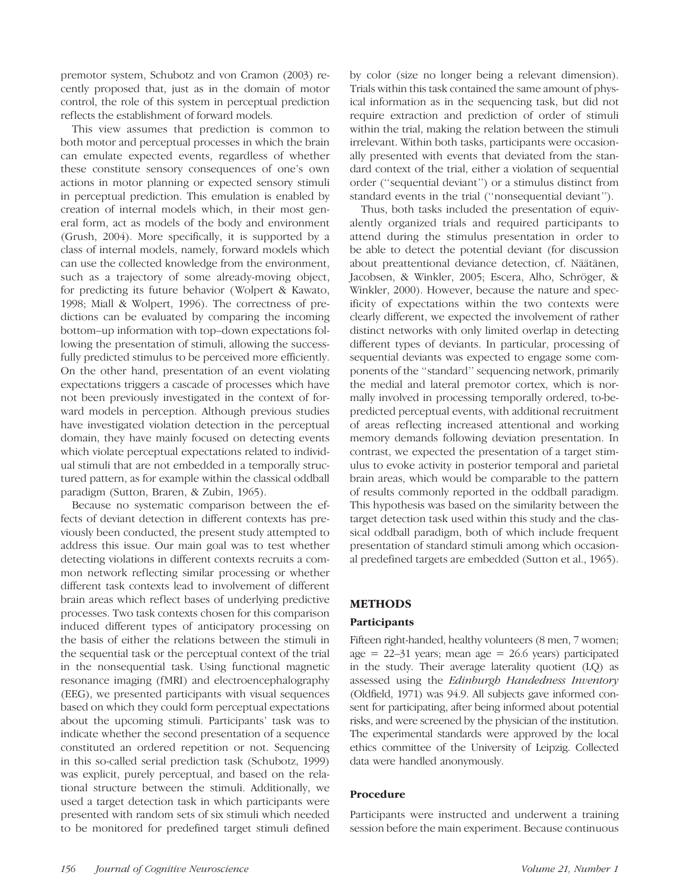premotor system, Schubotz and von Cramon (2003) recently proposed that, just as in the domain of motor control, the role of this system in perceptual prediction reflects the establishment of forward models.

This view assumes that prediction is common to both motor and perceptual processes in which the brain can emulate expected events, regardless of whether these constitute sensory consequences of one's own actions in motor planning or expected sensory stimuli in perceptual prediction. This emulation is enabled by creation of internal models which, in their most general form, act as models of the body and environment (Grush, 2004). More specifically, it is supported by a class of internal models, namely, forward models which can use the collected knowledge from the environment, such as a trajectory of some already-moving object, for predicting its future behavior (Wolpert & Kawato, 1998; Miall & Wolpert, 1996). The correctness of predictions can be evaluated by comparing the incoming bottom–up information with top–down expectations following the presentation of stimuli, allowing the successfully predicted stimulus to be perceived more efficiently. On the other hand, presentation of an event violating expectations triggers a cascade of processes which have not been previously investigated in the context of forward models in perception. Although previous studies have investigated violation detection in the perceptual domain, they have mainly focused on detecting events which violate perceptual expectations related to individual stimuli that are not embedded in a temporally structured pattern, as for example within the classical oddball paradigm (Sutton, Braren, & Zubin, 1965).

Because no systematic comparison between the effects of deviant detection in different contexts has previously been conducted, the present study attempted to address this issue. Our main goal was to test whether detecting violations in different contexts recruits a common network reflecting similar processing or whether different task contexts lead to involvement of different brain areas which reflect bases of underlying predictive processes. Two task contexts chosen for this comparison induced different types of anticipatory processing on the basis of either the relations between the stimuli in the sequential task or the perceptual context of the trial in the nonsequential task. Using functional magnetic resonance imaging (fMRI) and electroencephalography (EEG), we presented participants with visual sequences based on which they could form perceptual expectations about the upcoming stimuli. Participants' task was to indicate whether the second presentation of a sequence constituted an ordered repetition or not. Sequencing in this so-called serial prediction task (Schubotz, 1999) was explicit, purely perceptual, and based on the relational structure between the stimuli. Additionally, we used a target detection task in which participants were presented with random sets of six stimuli which needed to be monitored for predefined target stimuli defined by color (size no longer being a relevant dimension). Trials within this task contained the same amount of physical information as in the sequencing task, but did not require extraction and prediction of order of stimuli within the trial, making the relation between the stimuli irrelevant. Within both tasks, participants were occasionally presented with events that deviated from the standard context of the trial, either a violation of sequential order (''sequential deviant'') or a stimulus distinct from standard events in the trial (''nonsequential deviant'').

Thus, both tasks included the presentation of equivalently organized trials and required participants to attend during the stimulus presentation in order to be able to detect the potential deviant (for discussion about preattentional deviance detection, cf. Näätänen, Jacobsen, & Winkler, 2005; Escera, Alho, Schröger, & Winkler, 2000). However, because the nature and specificity of expectations within the two contexts were clearly different, we expected the involvement of rather distinct networks with only limited overlap in detecting different types of deviants. In particular, processing of sequential deviants was expected to engage some components of the ''standard'' sequencing network, primarily the medial and lateral premotor cortex, which is normally involved in processing temporally ordered, to-be-predicted perceptual events, with additional recruitment of areas reflecting increased attentional and working memory demands following deviation presentation. In contrast, we expected the presentation of a target stimulus to evoke activity in posterior temporal and parietal brain areas, which would be comparable to the pattern of results commonly reported in the oddball paradigm. This hypothesis was based on the similarity between the target detection task used within this study and the classical oddball paradigm, both of which include frequent presentation of standard stimuli among which occasional predefined targets are embedded (Sutton et al., 1965).

## METHODS

### Participants

Fifteen right-handed, healthy volunteers (8 men, 7 women; age = 22–31 years; mean age = 26.6 years) participated in the study. Their average laterality quotient (LQ) as assessed using the *Edinburgh Handedness Inventory* (Oldfield, 1971) was 94.9. All subjects gave informed consent for participating, after being informed about potential risks, and were screened by the physician of the institution. The experimental standards were approved by the local ethics committee of the University of Leipzig. Collected data were handled anonymously.

### Procedure

Participants were instructed and underwent a training session before the main experiment. Because continuous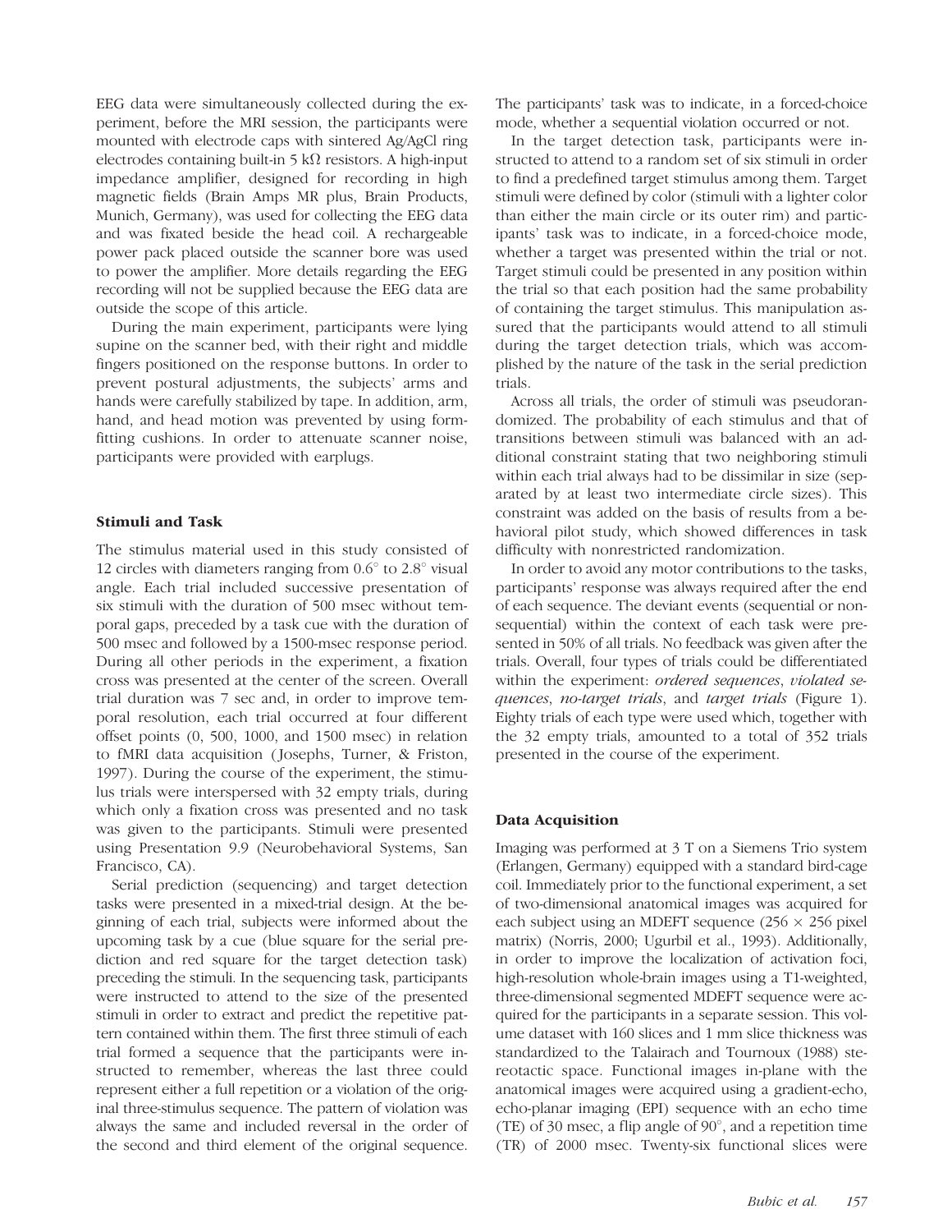EEG data were simultaneously collected during the experiment, before the MRI session, the participants were mounted with electrode caps with sintered Ag/AgCl ring electrodes containing built-in 5 kΩ resistors. A high-input impedance amplifier, designed for recording in high magnetic fields (Brain Amps MR plus, Brain Products, Munich, Germany), was used for collecting the EEG data and was fixated beside the head coil. A rechargeable power pack placed outside the scanner bore was used to power the amplifier. More details regarding the EEG recording will not be supplied because the EEG data are outside the scope of this article.

During the main experiment, participants were lying supine on the scanner bed, with their right and middle fingers positioned on the response buttons. In order to prevent postural adjustments, the subjects' arms and hands were carefully stabilized by tape. In addition, arm, hand, and head motion was prevented by using form-fitting cushions. In order to attenuate scanner noise, participants were provided with earplugs.

### Stimuli and Task

The stimulus material used in this study consisted of 12 circles with diameters ranging from 0.6° to 2.8° visual angle. Each trial included successive presentation of six stimuli with the duration of 500 msec without temporal gaps, preceded by a task cue with the duration of 500 msec and followed by a 1500-msec response period. During all other periods in the experiment, a fixation cross was presented at the center of the screen. Overall trial duration was 7 sec and, in order to improve temporal resolution, each trial occurred at four different offset points (0, 500, 1000, and 1500 msec) in relation to fMRI data acquisition (Josephs, Turner, & Friston, 1997). During the course of the experiment, the stimulus trials were interspersed with 32 empty trials, during which only a fixation cross was presented and no task was given to the participants. Stimuli were presented using Presentation 9.9 (Neurobehavioral Systems, San Francisco, CA).

Serial prediction (sequencing) and target detection tasks were presented in a mixed-trial design. At the beginning of each trial, subjects were informed about the upcoming task by a cue (blue square for the serial prediction and red square for the target detection task) preceding the stimuli. In the sequencing task, participants were instructed to attend to the size of the presented stimuli in order to extract and predict the repetitive pattern contained within them. The first three stimuli of each trial formed a sequence that the participants were instructed to remember, whereas the last three could represent either a full repetition or a violation of the original three-stimulus sequence. The pattern of violation was always the same and included reversal in the order of the second and third element of the original sequence. The participants' task was to indicate, in a forced-choice mode, whether a sequential violation occurred or not.

In the target detection task, participants were instructed to attend to a random set of six stimuli in order to find a predefined target stimulus among them. Target stimuli were defined by color (stimuli with a lighter color than either the main circle or its outer rim) and participants' task was to indicate, in a forced-choice mode, whether a target was presented within the trial or not. Target stimuli could be presented in any position within the trial so that each position had the same probability of containing the target stimulus. This manipulation assured that the participants would attend to all stimuli during the target detection trials, which was accomplished by the nature of the task in the serial prediction trials.

Across all trials, the order of stimuli was pseudorandomized. The probability of each stimulus and that of transitions between stimuli was balanced with an additional constraint stating that two neighboring stimuli within each trial always had to be dissimilar in size (separated by at least two intermediate circle sizes). This constraint was added on the basis of results from a behavioral pilot study, which showed differences in task difficulty with nonrestricted randomization.

In order to avoid any motor contributions to the tasks, participants' response was always required after the end of each sequence. The deviant events (sequential or nonsequential) within the context of each task were presented in 50% of all trials. No feedback was given after the trials. Overall, four types of trials could be differentiated within the experiment: *ordered sequences*, *violated sequences*, *no-target trials*, and *target trials* (Figure 1). Eighty trials of each type were used which, together with the 32 empty trials, amounted to a total of 352 trials presented in the course of the experiment.

### Data Acquisition

Imaging was performed at 3 T on a Siemens Trio system (Erlangen, Germany) equipped with a standard bird-cage coil. Immediately prior to the functional experiment, a set of two-dimensional anatomical images was acquired for each subject using an MDEFT sequence (256 × 256 pixel matrix) (Norris, 2000; Ugurbil et al., 1993). Additionally, in order to improve the localization of activation foci, high-resolution whole-brain images using a T1-weighted, three-dimensional segmented MDEFT sequence were acquired for the participants in a separate session. This volume dataset with 160 slices and 1 mm slice thickness was standardized to the Talairach and Tournoux (1988) stereotactic space. Functional images in-plane with the anatomical images were acquired using a gradient-echo, echo-planar imaging (EPI) sequence with an echo time (TE) of 30 msec, a flip angle of 90°, and a repetition time (TR) of 2000 msec. Twenty-six functional slices were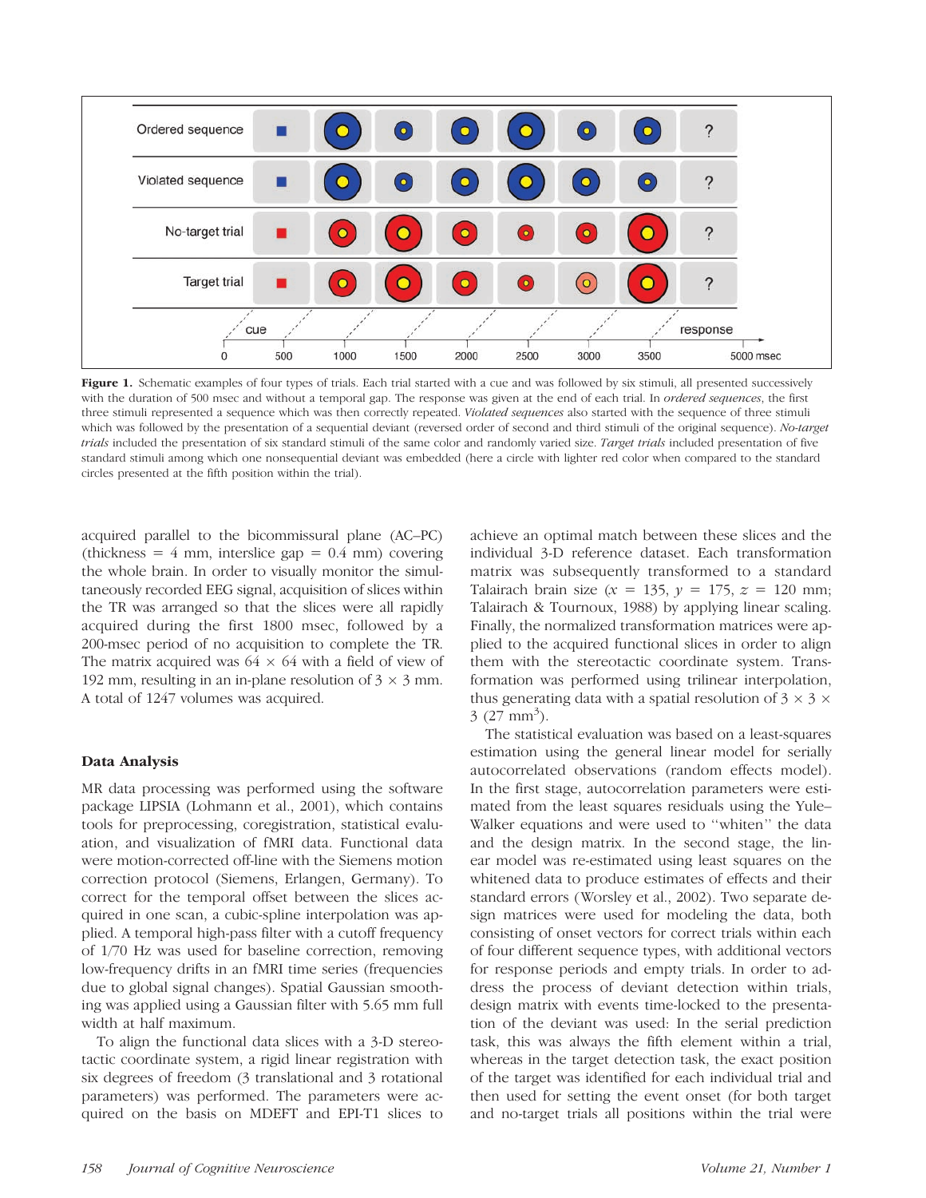**Figure 1.** Schematic examples of four types of trials. Each trial started with a cue and was followed by six stimuli, all presented successively with the duration of 500 msec and without a temporal gap. The response was given at the end of each trial. In *ordered sequences*, the first three stimuli represented a sequence which was then correctly repeated. *Violated sequences* also started with the sequence of three stimuli which was followed by the presentation of a sequential deviant (reversed order of second and third stimuli of the original sequence). *No-target trials* included the presentation of six standard stimuli of the same color and randomly varied size. *Target trials* included presentation of five standard stimuli among which one nonsequential deviant was embedded (here a circle with lighter red color when compared to the standard circles presented at the fifth position within the trial).

acquired parallel to the bicommissural plane (AC–PC) (thickness = 4 mm, interslice gap = 0.4 mm) covering the whole brain. In order to visually monitor the simultaneously recorded EEG signal, acquisition of slices within the TR was arranged so that the slices were all rapidly acquired during the first 1800 msec, followed by a 200-msec period of no acquisition to complete the TR. The matrix acquired was $64 \times 64$ with a field of view of 192 mm, resulting in an in-plane resolution of $3 \times 3$ mm. A total of 1247 volumes was acquired.

### Data Analysis

MR data processing was performed using the software package LIPSIA (Lohmann et al., 2001), which contains tools for preprocessing, coregistration, statistical evaluation, and visualization of fMRI data. Functional data were motion-corrected off-line with the Siemens motion correction protocol (Siemens, Erlangen, Germany). To correct for the temporal offset between the slices acquired in one scan, a cubic-spline interpolation was applied. A temporal high-pass filter with a cutoff frequency of 1/70 Hz was used for baseline correction, removing low-frequency drifts in an fMRI time series (frequencies due to global signal changes). Spatial Gaussian smoothing was applied using a Gaussian filter with 5.65 mm full width at half maximum.

To align the functional data slices with a 3-D stereotactic coordinate system, a rigid linear registration with six degrees of freedom (3 translational and 3 rotational parameters) was performed. The parameters were acquired on the basis on MDEFT and EPI-T1 slices to achieve an optimal match between these slices and the individual 3-D reference dataset. Each transformation matrix was subsequently transformed to a standard Talairach brain size ($x = 135$, $y = 175$, $z = 120$ mm; Talairach & Tournoux, 1988) by applying linear scaling. Finally, the normalized transformation matrices were applied to the acquired functional slices in order to align them with the stereotactic coordinate system. Transformation was performed using trilinear interpolation, thus generating data with a spatial resolution of $3 \times 3 \times 3$ ($27\ mm^3$).

The statistical evaluation was based on a least-squares estimation using the general linear model for serially autocorrelated observations (random effects model). In the first stage, autocorrelation parameters were estimated from the least squares residuals using the Yule–Walker equations and were used to "whiten" the data and the design matrix. In the second stage, the linear model was re-estimated using least squares on the whitened data to produce estimates of effects and their standard errors (Worsley et al., 2002). Two separate design matrices were used for modeling the data, both consisting of onset vectors for correct trials within each of four different sequence types, with additional vectors for response periods and empty trials. In order to address the process of deviant detection within trials, design matrix with events time-locked to the presentation of the deviant was used: In the serial prediction task, this was always the fifth element within a trial, whereas in the target detection task, the exact position of the target was identified for each individual trial and then used for setting the event onset (for both target and no-target trials all positions within the trial were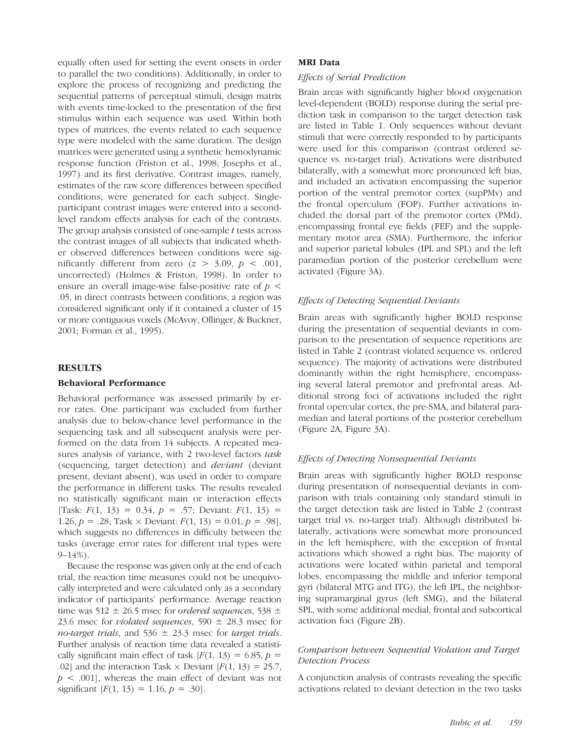equally often used for setting the event onsets in order to parallel the two conditions). Additionally, in order to explore the process of recognizing and predicting the sequential patterns of perceptual stimuli, design matrix with events time-locked to the presentation of the first stimulus within each sequence was used. Within both types of matrices, the events related to each sequence type were modeled with the same duration. The design matrices were generated using a synthetic hemodynamic response function (Friston et al., 1998; Josephs et al., 1997) and its first derivative. Contrast images, namely, estimates of the raw score differences between specified conditions, were generated for each subject. Single-participant contrast images were entered into a second-level random effects analysis for each of the contrasts. The group analysis consisted of one-sample *t* tests across the contrast images of all subjects that indicated whether observed differences between conditions were significantly different from zero ($z > 3.09$, $p < .001$, uncorrected) (Holmes & Friston, 1998). In order to ensure an overall image-wise false-positive rate of $p < .05$, in direct contrasts between conditions, a region was considered significant only if it contained a cluster of 15 or more contiguous voxels (McAvoy, Ollinger, & Buckner, 2001; Forman et al., 1995).

## RESULTS

### Behavioral Performance

Behavioral performance was assessed primarily by error rates. One participant was excluded from further analysis due to below-chance level performance in the sequencing task and all subsequent analysis were performed on the data from 14 subjects. A repeated measures analysis of variance, with 2 two-level factors *task* (sequencing, target detection) and *deviant* (deviant present, deviant absent), was used in order to compare the performance in different tasks. The results revealed no statistically significant main or interaction effects [Task: $F(1, 13) = 0.34$, $p = .57$; Deviant: $F(1, 13) = 1.26$, $p = .28$; Task × Deviant: $F(1, 13) = 0.01$, $p = .98$], which suggests no differences in difficulty between the tasks (average error rates for different trial types were 9–14%).

Because the response was given only at the end of each trial, the reaction time measures could not be unequivocally interpreted and were calculated only as a secondary indicator of participants' performance. Average reaction time was 512 ± 26.5 msec for *ordered sequences*, 538 ± 23.6 msec for *violated sequences*, 590 ± 28.3 msec for *no-target trials*, and 536 ± 23.3 msec for *target trials*. Further analysis of reaction time data revealed a statistically significant main effect of task [$F(1, 13) = 6.85$, $p = .02$] and the interaction Task × Deviant [$F(1, 13) = 25.7$, $p < .001$], whereas the main effect of deviant was not significant [$F(1, 13) = 1.16$, $p = .30$].

### MRI Data

#### *Effects of Serial Prediction*

Brain areas with significantly higher blood oxygenation level-dependent (BOLD) response during the serial prediction task in comparison to the target detection task are listed in Table 1. Only sequences without deviant stimuli that were correctly responded to by participants were used for this comparison (contrast ordered sequence vs. no-target trial). Activations were distributed bilaterally, with a somewhat more pronounced left bias, and included an activation encompassing the superior portion of the ventral premotor cortex (supPMv) and the frontal operculum (FOP). Further activations included the dorsal part of the premotor cortex (PMd), encompassing frontal eye fields (FEF) and the supplementary motor area (SMA). Furthermore, the inferior and superior parietal lobules (IPL and SPL) and the left paramedian portion of the posterior cerebellum were activated (Figure 3A).

#### *Effects of Detecting Sequential Deviants*

Brain areas with significantly higher BOLD response during the presentation of sequential deviants in comparison to the presentation of sequence repetitions are listed in Table 2 (contrast violated sequence vs. ordered sequence). The majority of activations were distributed dominantly within the right hemisphere, encompassing several lateral premotor and prefrontal areas. Additional strong foci of activations included the right frontal opercular cortex, the pre-SMA, and bilateral paramedian and lateral portions of the posterior cerebellum (Figure 2A, Figure 3A).

#### *Effects of Detecting Nonsequential Deviants*

Brain areas with significantly higher BOLD response during presentation of nonsequential deviants in comparison with trials containing only standard stimuli in the target detection task are listed in Table 2 (contrast target trial vs. no-target trial). Although distributed bilaterally, activations were somewhat more pronounced in the left hemisphere, with the exception of frontal activations which showed a right bias. The majority of activations were located within parietal and temporal lobes, encompassing the middle and inferior temporal gyri (bilateral MTG and ITG), the left IPL, the neighboring supramarginal gyrus (left SMG), and the bilateral SPL, with some additional medial, frontal and subcortical activation foci (Figure 2B).

#### *Comparison between Sequential Violation and Target Detection Process*

A conjunction analysis of contrasts revealing the specific activations related to deviant detection in the two tasks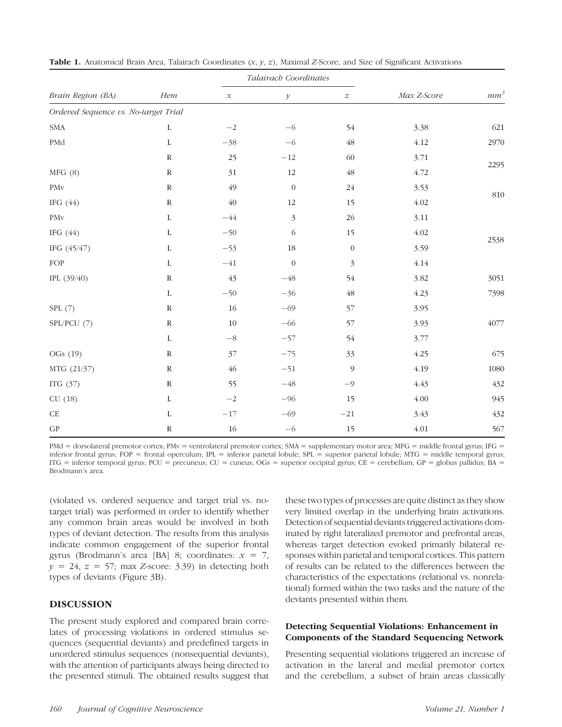**Table 1.** Anatomical Brain Area, Talairach Coordinates ($x$, $y$, $z$), Maximal $Z$-Score, and Size of Significant Activations

| *Brain Region (BA)* | *Hem* | *Talairach Coordinates* | | | *Max Z-Score* | *mm*$^3$ |
|---|---|---|---|---|---|---|
| | | $x$ | $y$ | $z$ | | |
| *Ordered Sequence vs. No-target Trial* | | | | | | |
| SMA | L | −2 | −6 | 54 | 3.38 | 621 |
| PMd | L | −38 | −6 | 48 | 4.12 | 2970 |
| | R | 25 | −12 | 60 | 3.71 | 2295 |
| MFG (8) | R | 31 | 12 | 48 | 4.72 | |
| PMv | R | 49 | 0 | 24 | 3.53 | 810 |
| IFG (44) | R | 40 | 12 | 15 | 4.02 | |
| PMv | L | −44 | 3 | 26 | 3.11 | 2538 |
| IFG (44) | L | −50 | 6 | 15 | 4.02 | |
| IFG (45/47) | L | −53 | 18 | 0 | 3.59 | |
| FOP | L | −41 | 0 | 3 | 4.14 | |
| IPL (39/40) | R | 43 | −48 | 54 | 3.82 | 3051 |
| | L | −50 | −36 | 48 | 4.23 | 7398 |
| SPL (7) | R | 16 | −69 | 57 | 3.95 | 4077 |
| SPL/PCU (7) | R | 10 | −66 | 57 | 3.93 | |
| | L | −8 | −57 | 54 | 3.77 | |
| OGs (19) | R | 37 | −75 | 33 | 4.25 | 675 |
| MTG (21/37) | R | 46 | −51 | 9 | 4.19 | 1080 |
| ITG (37) | R | 55 | −48 | −9 | 4.43 | 432 |
| CU (18) | L | −2 | −96 | 15 | 4.00 | 945 |
| CE | L | −17 | −69 | −21 | 3.43 | 432 |
| GP | R | 16 | −6 | 15 | 4.01 | 567 |

PMd = dorsolateral premotor cortex; PMv = ventrolateral premotor cortex; SMA = supplementary motor area; MFG = middle frontal gyrus; IFG = inferior frontal gyrus; FOP = frontal operculum; IPL = inferior parietal lobule; SPL = superior parietal lobule; MTG = middle temporal gyrus; ITG = inferior temporal gyrus; PCU = precuneus; CU = cuneus; OGs = superior occipital gyrus; CE = cerebellum; GP = globus pallidus; BA = Brodmann's area.

(violated vs. ordered sequence and target trial vs. no-target trial) was performed in order to identify whether any common brain areas would be involved in both types of deviant detection. The results from this analysis indicate common engagement of the superior frontal gyrus (Brodmann's area [BA] 8; coordinates: $x = 7$, $y = 24$, $z = 57$; max $Z$-score: 3.39) in detecting both types of deviants (Figure 3B).

## DISCUSSION

The present study explored and compared brain correlates of processing violations in ordered stimulus sequences (sequential deviants) and predefined targets in unordered stimulus sequences (nonsequential deviants), with the attention of participants always being directed to the presented stimuli. The obtained results suggest that these two types of processes are quite distinct as they show very limited overlap in the underlying brain activations. Detection of sequential deviants triggered activations dominated by right lateralized premotor and prefrontal areas, whereas target detection evoked primarily bilateral responses within parietal and temporal cortices. This pattern of results can be related to the differences between the characteristics of the expectations (relational vs. nonrelational) formed within the two tasks and the nature of the deviants presented within them.

### Detecting Sequential Violations: Enhancement in Components of the Standard Sequencing Network

Presenting sequential violations triggered an increase of activation in the lateral and medial premotor cortex and the cerebellum, a subset of brain areas classically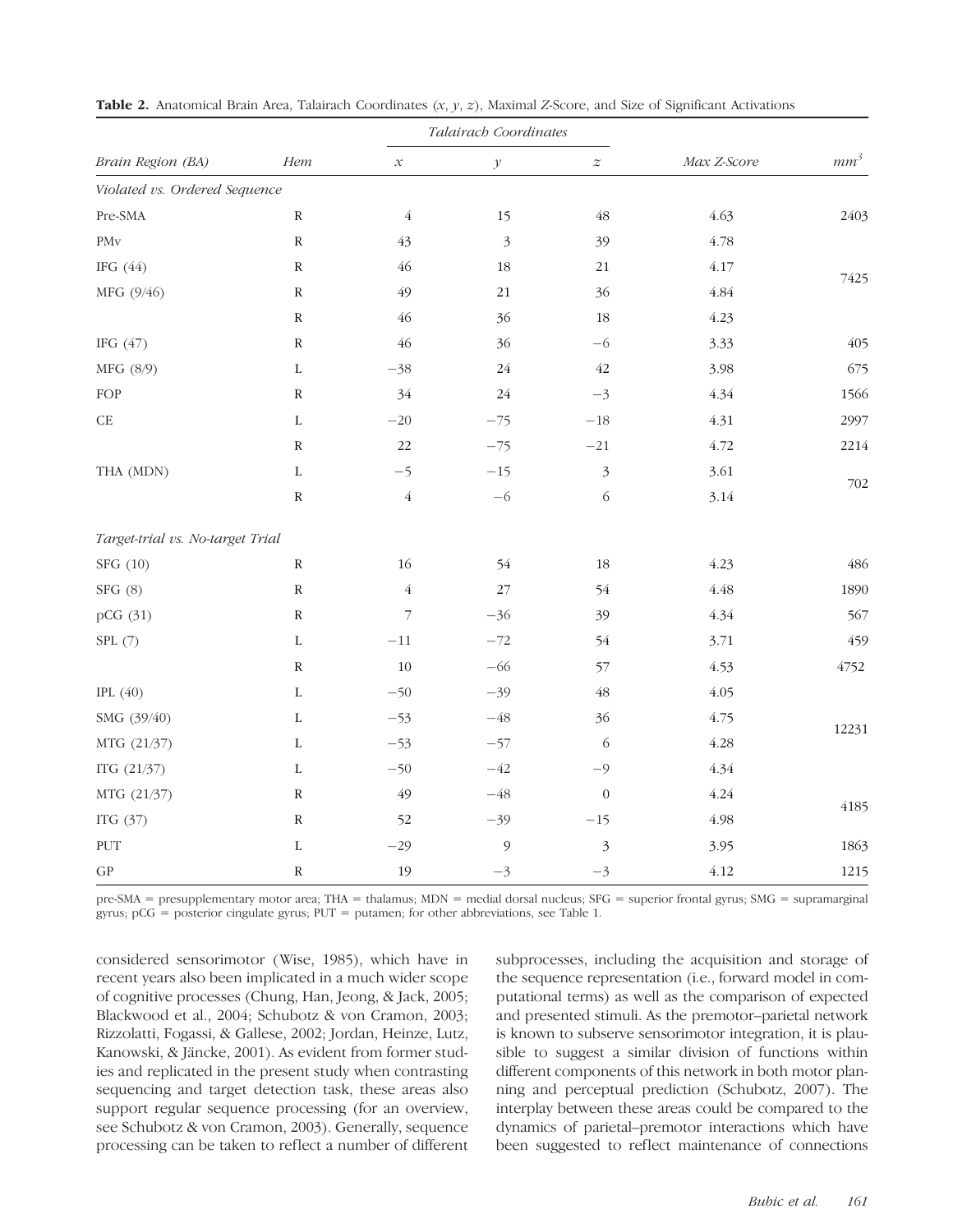**Table 2.** Anatomical Brain Area, Talairach Coordinates (*x*, *y*, *z*), Maximal *Z*-Score, and Size of Significant Activations

| *Brain Region (BA)* | *Hem* | *Talairach Coordinates* | | | *Max Z-Score* | *mm³* |
|---|---|---|---|---|---|---|
| | | *x* | *y* | *z* | | |
| *Violated vs. Ordered Sequence* | | | | | | |
| Pre-SMA | R | 4 | 15 | 48 | 4.63 | 2403 |
| PMv | R | 43 | 3 | 39 | 4.78 | 7425 |
| IFG (44) | R | 46 | 18 | 21 | 4.17 | |
| MFG (9/46) | R | 49 | 21 | 36 | 4.84 | |
| | R | 46 | 36 | 18 | 4.23 | |
| IFG (47) | R | 46 | 36 | −6 | 3.33 | 405 |
| MFG (8/9) | L | −38 | 24 | 42 | 3.98 | 675 |
| FOP | R | 34 | 24 | −3 | 4.34 | 1566 |
| CE | L | −20 | −75 | −18 | 4.31 | 2997 |
| | R | 22 | −75 | −21 | 4.72 | 2214 |
| THA (MDN) | L | −5 | −15 | 3 | 3.61 | 702 |
| | R | 4 | −6 | 6 | 3.14 | |
| *Target-trial vs. No-target Trial* | | | | | | |
| SFG (10) | R | 16 | 54 | 18 | 4.23 | 486 |
| SFG (8) | R | 4 | 27 | 54 | 4.48 | 1890 |
| pCG (31) | R | 7 | −36 | 39 | 4.34 | 567 |
| SPL (7) | L | −11 | −72 | 54 | 3.71 | 459 |
| | R | 10 | −66 | 57 | 4.53 | 4752 |
| IPL (40) | L | −50 | −39 | 48 | 4.05 | 12231 |
| SMG (39/40) | L | −53 | −48 | 36 | 4.75 | |
| MTG (21/37) | L | −53 | −57 | 6 | 4.28 | |
| ITG (21/37) | L | −50 | −42 | −9 | 4.34 | |
| MTG (21/37) | R | 49 | −48 | 0 | 4.24 | 4185 |
| ITG (37) | R | 52 | −39 | −15 | 4.98 | |
| PUT | L | −29 | 9 | 3 | 3.95 | 1863 |
| GP | R | 19 | −3 | −3 | 4.12 | 1215 |

pre-SMA = presupplementary motor area; THA = thalamus; MDN = medial dorsal nucleus; SFG = superior frontal gyrus; SMG = supramarginal gyrus; pCG = posterior cingulate gyrus; PUT = putamen; for other abbreviations, see Table 1.

considered sensorimotor (Wise, 1985), which have in recent years also been implicated in a much wider scope of cognitive processes (Chung, Han, Jeong, & Jack, 2005; Blackwood et al., 2004; Schubotz & von Cramon, 2003; Rizzolatti, Fogassi, & Gallese, 2002; Jordan, Heinze, Lutz, Kanowski, & Jäncke, 2001). As evident from former studies and replicated in the present study when contrasting sequencing and target detection task, these areas also support regular sequence processing (for an overview, see Schubotz & von Cramon, 2003). Generally, sequence processing can be taken to reflect a number of different subprocesses, including the acquisition and storage of the sequence representation (i.e., forward model in computational terms) as well as the comparison of expected and presented stimuli. As the premotor–parietal network is known to subserve sensorimotor integration, it is plausible to suggest a similar division of functions within different components of this network in both motor planning and perceptual prediction (Schubotz, 2007). The interplay between these areas could be compared to the dynamics of parietal–premotor interactions which have been suggested to reflect maintenance of connections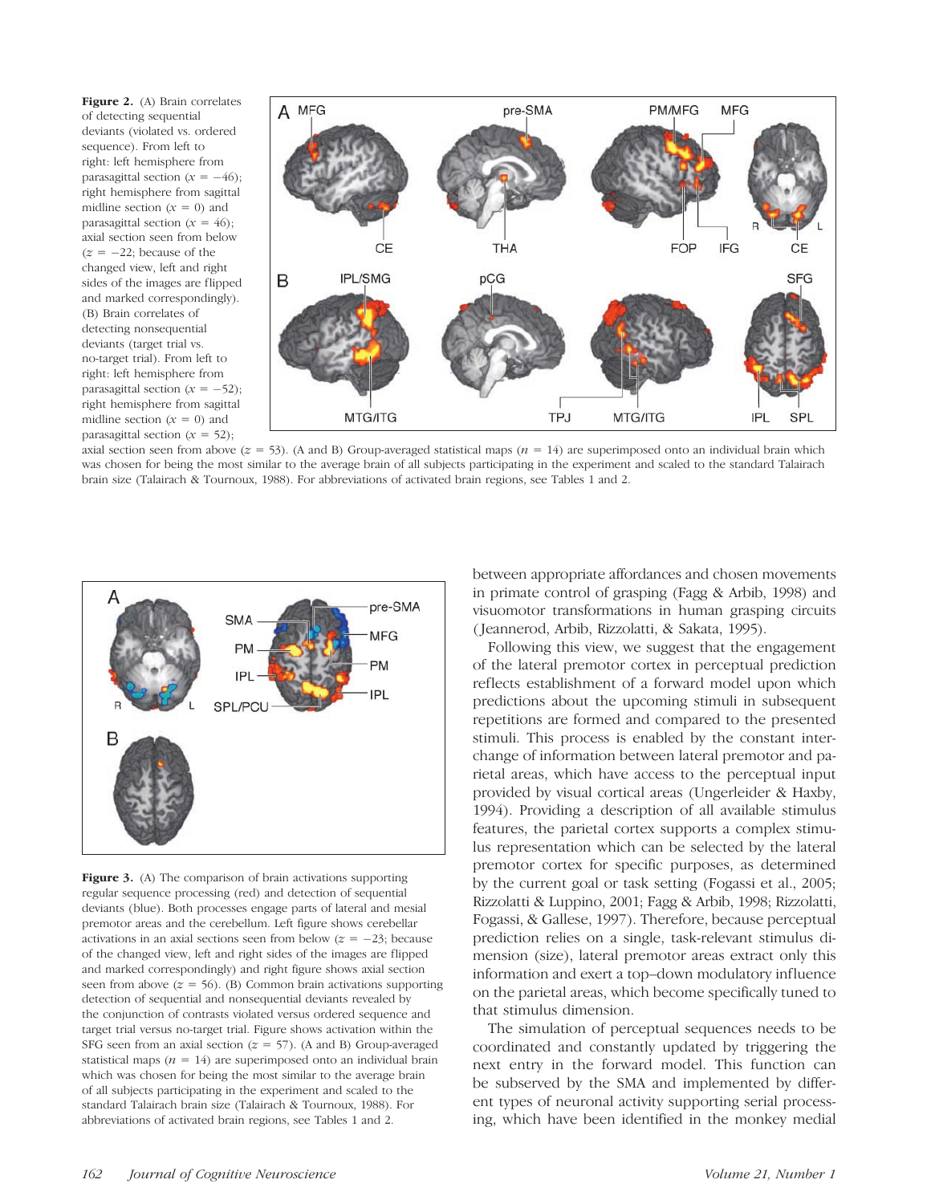**Figure 2.** (A) Brain correlates of detecting sequential deviants (violated vs. ordered sequence). From left to right: left hemisphere from parasagittal section ($x = -46$); right hemisphere from sagittal midline section ($x = 0$) and parasagittal section ($x = 46$); axial section seen from below ($z = -22$; because of the changed view, left and right sides of the images are flipped and marked correspondingly). (B) Brain correlates of detecting nonsequential deviants (target trial vs. no-target trial). From left to right: left hemisphere from parasagittal section ($x = -52$); right hemisphere from sagittal midline section ($x = 0$) and parasagittal section ($x = 52$); axial section seen from above ($z = 53$). (A and B) Group-averaged statistical maps ($n = 14$) are superimposed onto an individual brain which was chosen for being the most similar to the average brain of all subjects participating in the experiment and scaled to the standard Talairach brain size (Talairach & Tournoux, 1988). For abbreviations of activated brain regions, see Tables 1 and 2.

**Figure 3.** (A) The comparison of brain activations supporting regular sequence processing (red) and detection of sequential deviants (blue). Both processes engage parts of lateral and mesial premotor areas and the cerebellum. Left figure shows cerebellar activations in an axial sections seen from below ($z = -23$; because of the changed view, left and right sides of the images are flipped and marked correspondingly) and right figure shows axial section seen from above ($z = 56$). (B) Common brain activations supporting detection of sequential and nonsequential deviants revealed by the conjunction of contrasts violated versus ordered sequence and target trial versus no-target trial. Figure shows activation within the SFG seen from an axial section ($z = 57$). (A and B) Group-averaged statistical maps ($n = 14$) are superimposed onto an individual brain which was chosen for being the most similar to the average brain of all subjects participating in the experiment and scaled to the standard Talairach brain size (Talairach & Tournoux, 1988). For abbreviations of activated brain regions, see Tables 1 and 2.

between appropriate affordances and chosen movements in primate control of grasping (Fagg & Arbib, 1998) and visuomotor transformations in human grasping circuits (Jeannerod, Arbib, Rizzolatti, & Sakata, 1995).

Following this view, we suggest that the engagement of the lateral premotor cortex in perceptual prediction reflects establishment of a forward model upon which predictions about the upcoming stimuli in subsequent repetitions are formed and compared to the presented stimuli. This process is enabled by the constant interchange of information between lateral premotor and parietal areas, which have access to the perceptual input provided by visual cortical areas (Ungerleider & Haxby, 1994). Providing a description of all available stimulus features, the parietal cortex supports a complex stimulus representation which can be selected by the lateral premotor cortex for specific purposes, as determined by the current goal or task setting (Fogassi et al., 2005; Rizzolatti & Luppino, 2001; Fagg & Arbib, 1998; Rizzolatti, Fogassi, & Gallese, 1997). Therefore, because perceptual prediction relies on a single, task-relevant stimulus dimension (size), lateral premotor areas extract only this information and exert a top–down modulatory influence on the parietal areas, which become specifically tuned to that stimulus dimension.

The simulation of perceptual sequences needs to be coordinated and constantly updated by triggering the next entry in the forward model. This function can be subserved by the SMA and implemented by different types of neuronal activity supporting serial processing, which have been identified in the monkey medial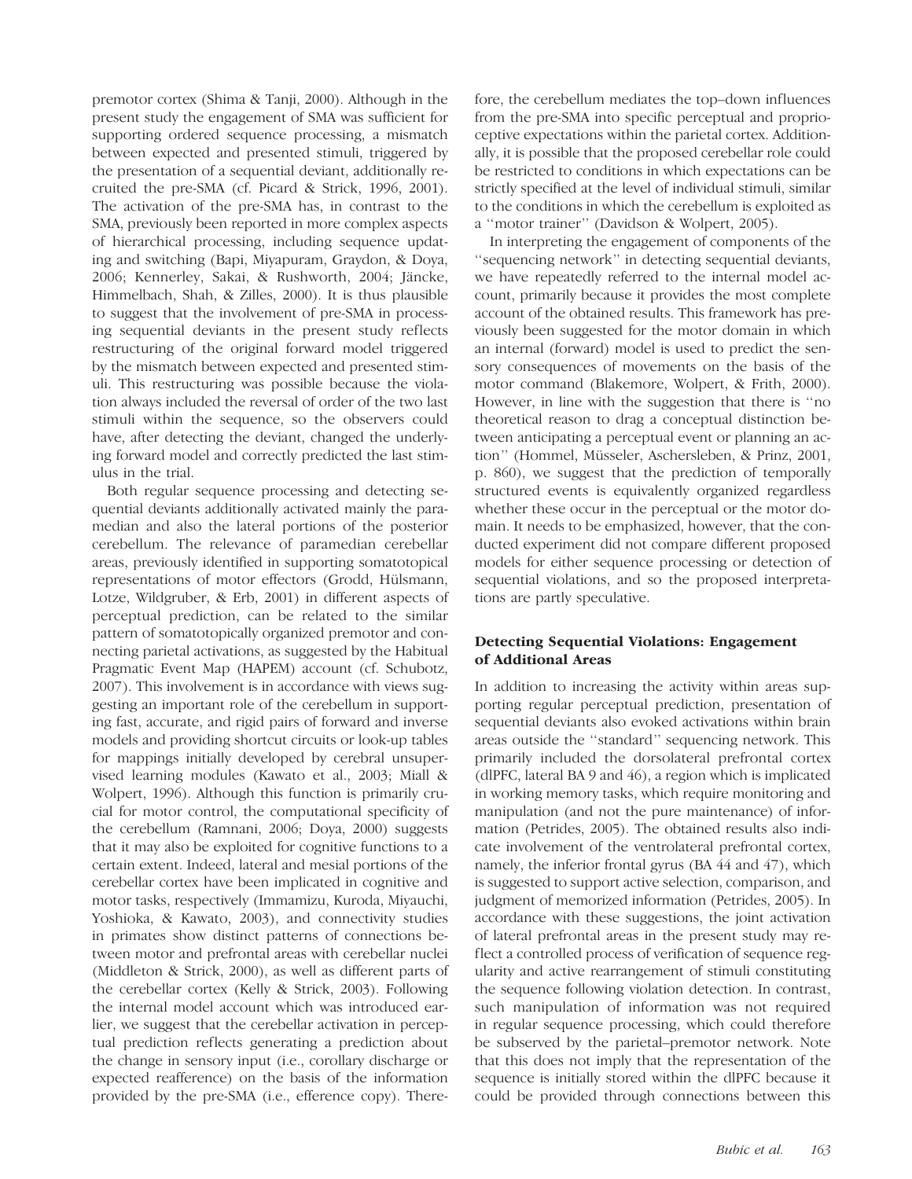premotor cortex (Shima & Tanji, 2000). Although in the present study the engagement of SMA was sufficient for supporting ordered sequence processing, a mismatch between expected and presented stimuli, triggered by the presentation of a sequential deviant, additionally recruited the pre-SMA (cf. Picard & Strick, 1996, 2001). The activation of the pre-SMA has, in contrast to the SMA, previously been reported in more complex aspects of hierarchical processing, including sequence updating and switching (Bapi, Miyapuram, Graydon, & Doya, 2006; Kennerley, Sakai, & Rushworth, 2004; Jäncke, Himmelbach, Shah, & Zilles, 2000). It is thus plausible to suggest that the involvement of pre-SMA in processing sequential deviants in the present study reflects restructuring of the original forward model triggered by the mismatch between expected and presented stimuli. This restructuring was possible because the violation always included the reversal of order of the two last stimuli within the sequence, so the observers could have, after detecting the deviant, changed the underlying forward model and correctly predicted the last stimulus in the trial.

Both regular sequence processing and detecting sequential deviants additionally activated mainly the paramedian and also the lateral portions of the posterior cerebellum. The relevance of paramedian cerebellar areas, previously identified in supporting somatotopical representations of motor effectors (Grodd, Hülsmann, Lotze, Wildgruber, & Erb, 2001) in different aspects of perceptual prediction, can be related to the similar pattern of somatotopically organized premotor and connecting parietal activations, as suggested by the Habitual Pragmatic Event Map (HAPEM) account (cf. Schubotz, 2007). This involvement is in accordance with views suggesting an important role of the cerebellum in supporting fast, accurate, and rigid pairs of forward and inverse models and providing shortcut circuits or look-up tables for mappings initially developed by cerebral unsupervised learning modules (Kawato et al., 2003; Miall & Wolpert, 1996). Although this function is primarily crucial for motor control, the computational specificity of the cerebellum (Ramnani, 2006; Doya, 2000) suggests that it may also be exploited for cognitive functions to a certain extent. Indeed, lateral and mesial portions of the cerebellar cortex have been implicated in cognitive and motor tasks, respectively (Immamizu, Kuroda, Miyauchi, Yoshioka, & Kawato, 2003), and connectivity studies in primates show distinct patterns of connections between motor and prefrontal areas with cerebellar nuclei (Middleton & Strick, 2000), as well as different parts of the cerebellar cortex (Kelly & Strick, 2003). Following the internal model account which was introduced earlier, we suggest that the cerebellar activation in perceptual prediction reflects generating a prediction about the change in sensory input (i.e., corollary discharge or expected reafference) on the basis of the information provided by the pre-SMA (i.e., efference copy). Therefore, the cerebellum mediates the top–down influences from the pre-SMA into specific perceptual and proprioceptive expectations within the parietal cortex. Additionally, it is possible that the proposed cerebellar role could be restricted to conditions in which expectations can be strictly specified at the level of individual stimuli, similar to the conditions in which the cerebellum is exploited as a ''motor trainer'' (Davidson & Wolpert, 2005).

In interpreting the engagement of components of the ''sequencing network'' in detecting sequential deviants, we have repeatedly referred to the internal model account, primarily because it provides the most complete account of the obtained results. This framework has previously been suggested for the motor domain in which an internal (forward) model is used to predict the sensory consequences of movements on the basis of the motor command (Blakemore, Wolpert, & Frith, 2000). However, in line with the suggestion that there is ''no theoretical reason to drag a conceptual distinction between anticipating a perceptual event or planning an action'' (Hommel, Müsseler, Aschersleben, & Prinz, 2001, p. 860), we suggest that the prediction of temporally structured events is equivalently organized regardless whether these occur in the perceptual or the motor domain. It needs to be emphasized, however, that the conducted experiment did not compare different proposed models for either sequence processing or detection of sequential violations, and so the proposed interpretations are partly speculative.

### Detecting Sequential Violations: Engagement of Additional Areas

In addition to increasing the activity within areas supporting regular perceptual prediction, presentation of sequential deviants also evoked activations within brain areas outside the ''standard'' sequencing network. This primarily included the dorsolateral prefrontal cortex (dlPFC, lateral BA 9 and 46), a region which is implicated in working memory tasks, which require monitoring and manipulation (and not the pure maintenance) of information (Petrides, 2005). The obtained results also indicate involvement of the ventrolateral prefrontal cortex, namely, the inferior frontal gyrus (BA 44 and 47), which is suggested to support active selection, comparison, and judgment of memorized information (Petrides, 2005). In accordance with these suggestions, the joint activation of lateral prefrontal areas in the present study may reflect a controlled process of verification of sequence regularity and active rearrangement of stimuli constituting the sequence following violation detection. In contrast, such manipulation of information was not required in regular sequence processing, which could therefore be subserved by the parietal–premotor network. Note that this does not imply that the representation of the sequence is initially stored within the dlPFC because it could be provided through connections between this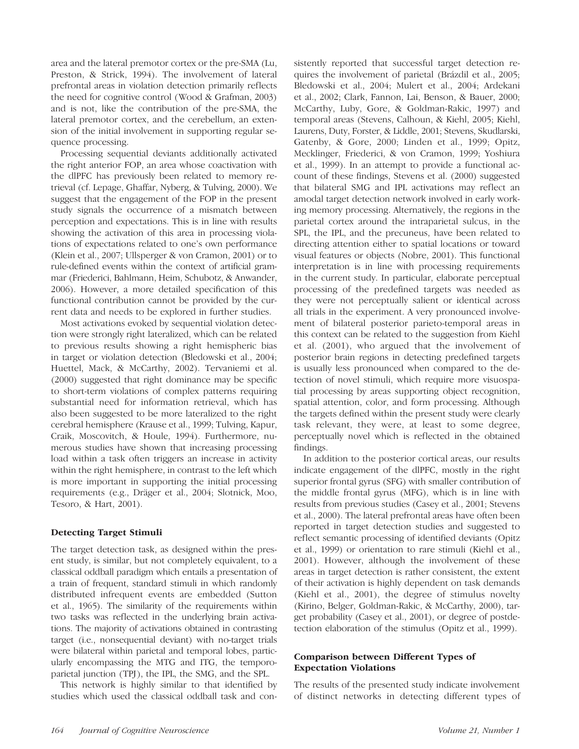area and the lateral premotor cortex or the pre-SMA (Lu, Preston, & Strick, 1994). The involvement of lateral prefrontal areas in violation detection primarily reflects the need for cognitive control (Wood & Grafman, 2003) and is not, like the contribution of the pre-SMA, the lateral premotor cortex, and the cerebellum, an extension of the initial involvement in supporting regular sequence processing.

Processing sequential deviants additionally activated the right anterior FOP, an area whose coactivation with the dlPFC has previously been related to memory retrieval (cf. Lepage, Ghaffar, Nyberg, & Tulving, 2000). We suggest that the engagement of the FOP in the present study signals the occurrence of a mismatch between perception and expectations. This is in line with results showing the activation of this area in processing violations of expectations related to one's own performance (Klein et al., 2007; Ullsperger & von Cramon, 2001) or to rule-defined events within the context of artificial grammar (Friederici, Bahlmann, Heim, Schubotz, & Anwander, 2006). However, a more detailed specification of this functional contribution cannot be provided by the current data and needs to be explored in further studies.

Most activations evoked by sequential violation detection were strongly right lateralized, which can be related to previous results showing a right hemispheric bias in target or violation detection (Bledowski et al., 2004; Huettel, Mack, & McCarthy, 2002). Tervaniemi et al. (2000) suggested that right dominance may be specific to short-term violations of complex patterns requiring substantial need for information retrieval, which has also been suggested to be more lateralized to the right cerebral hemisphere (Krause et al., 1999; Tulving, Kapur, Craik, Moscovitch, & Houle, 1994). Furthermore, numerous studies have shown that increasing processing load within a task often triggers an increase in activity within the right hemisphere, in contrast to the left which is more important in supporting the initial processing requirements (e.g., Dräger et al., 2004; Slotnick, Moo, Tesoro, & Hart, 2001).

### Detecting Target Stimuli

The target detection task, as designed within the present study, is similar, but not completely equivalent, to a classical oddball paradigm which entails a presentation of a train of frequent, standard stimuli in which randomly distributed infrequent events are embedded (Sutton et al., 1965). The similarity of the requirements within two tasks was reflected in the underlying brain activations. The majority of activations obtained in contrasting target (i.e., nonsequential deviant) with no-target trials were bilateral within parietal and temporal lobes, particularly encompassing the MTG and ITG, the temporoparietal junction (TPJ), the IPL, the SMG, and the SPL.

This network is highly similar to that identified by studies which used the classical oddball task and consistently reported that successful target detection requires the involvement of parietal (Brázdil et al., 2005; Bledowski et al., 2004; Mulert et al., 2004; Ardekani et al., 2002; Clark, Fannon, Lai, Benson, & Bauer, 2000; McCarthy, Luby, Gore, & Goldman-Rakic, 1997) and temporal areas (Stevens, Calhoun, & Kiehl, 2005; Kiehl, Laurens, Duty, Forster, & Liddle, 2001; Stevens, Skudlarski, Gatenby, & Gore, 2000; Linden et al., 1999; Opitz, Mecklinger, Friederici, & von Cramon, 1999; Yoshiura et al., 1999). In an attempt to provide a functional account of these findings, Stevens et al. (2000) suggested that bilateral SMG and IPL activations may reflect an amodal target detection network involved in early working memory processing. Alternatively, the regions in the parietal cortex around the intraparietal sulcus, in the SPL, the IPL, and the precuneus, have been related to directing attention either to spatial locations or toward visual features or objects (Nobre, 2001). This functional interpretation is in line with processing requirements in the current study. In particular, elaborate perceptual processing of the predefined targets was needed as they were not perceptually salient or identical across all trials in the experiment. A very pronounced involvement of bilateral posterior parieto-temporal areas in this context can be related to the suggestion from Kiehl et al. (2001), who argued that the involvement of posterior brain regions in detecting predefined targets is usually less pronounced when compared to the detection of novel stimuli, which require more visuospatial processing by areas supporting object recognition, spatial attention, color, and form processing. Although the targets defined within the present study were clearly task relevant, they were, at least to some degree, perceptually novel which is reflected in the obtained findings.

In addition to the posterior cortical areas, our results indicate engagement of the dlPFC, mostly in the right superior frontal gyrus (SFG) with smaller contribution of the middle frontal gyrus (MFG), which is in line with results from previous studies (Casey et al., 2001; Stevens et al., 2000). The lateral prefrontal areas have often been reported in target detection studies and suggested to reflect semantic processing of identified deviants (Opitz et al., 1999) or orientation to rare stimuli (Kiehl et al., 2001). However, although the involvement of these areas in target detection is rather consistent, the extent of their activation is highly dependent on task demands (Kiehl et al., 2001), the degree of stimulus novelty (Kirino, Belger, Goldman-Rakic, & McCarthy, 2000), target probability (Casey et al., 2001), or degree of postdetection elaboration of the stimulus (Opitz et al., 1999).

### Comparison between Different Types of Expectation Violations

The results of the presented study indicate involvement of distinct networks in detecting different types of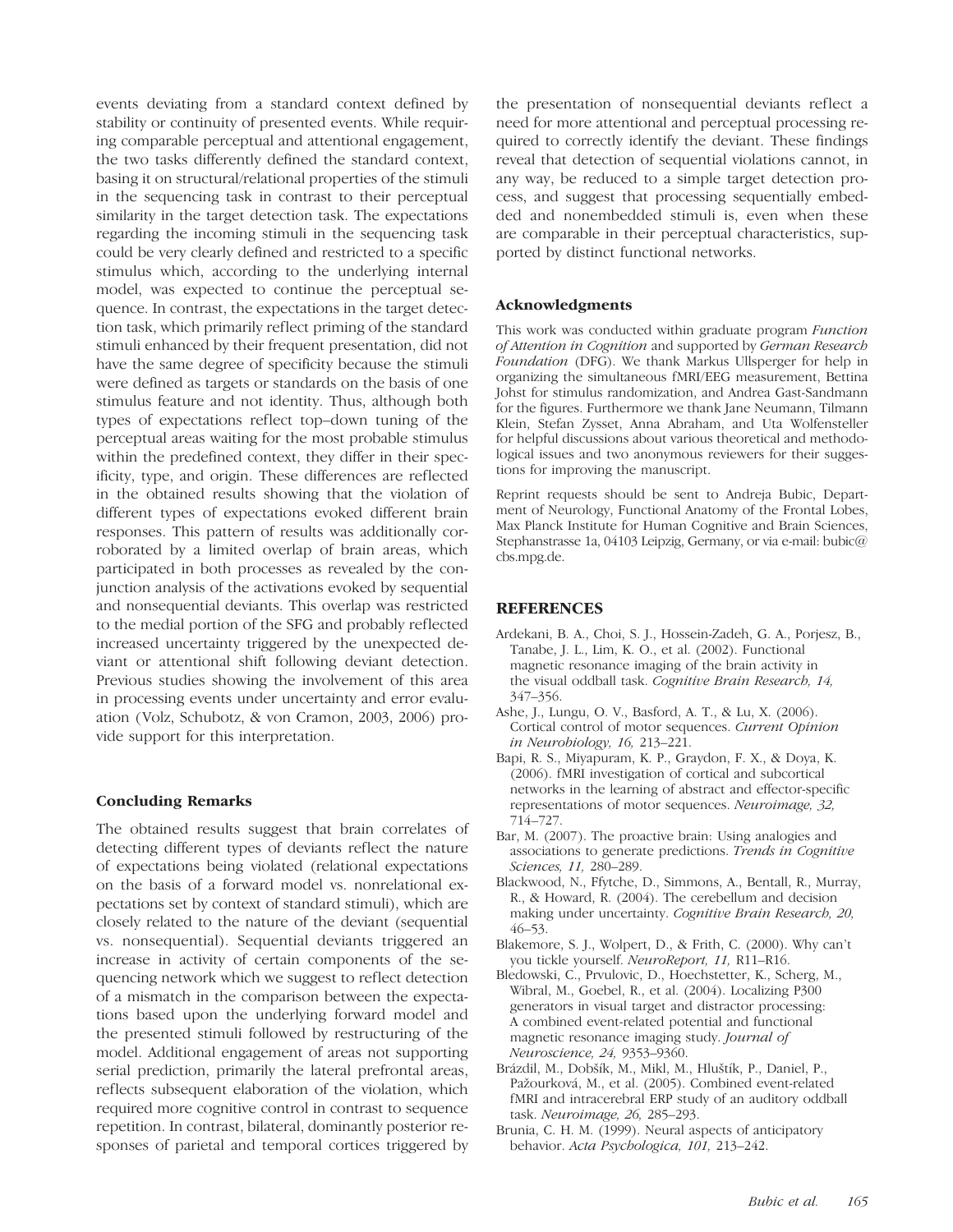events deviating from a standard context defined by stability or continuity of presented events. While requiring comparable perceptual and attentional engagement, the two tasks differently defined the standard context, basing it on structural/relational properties of the stimuli in the sequencing task in contrast to their perceptual similarity in the target detection task. The expectations regarding the incoming stimuli in the sequencing task could be very clearly defined and restricted to a specific stimulus which, according to the underlying internal model, was expected to continue the perceptual sequence. In contrast, the expectations in the target detection task, which primarily reflect priming of the standard stimuli enhanced by their frequent presentation, did not have the same degree of specificity because the stimuli were defined as targets or standards on the basis of one stimulus feature and not identity. Thus, although both types of expectations reflect top–down tuning of the perceptual areas waiting for the most probable stimulus within the predefined context, they differ in their specificity, type, and origin. These differences are reflected in the obtained results showing that the violation of different types of expectations evoked different brain responses. This pattern of results was additionally corroborated by a limited overlap of brain areas, which participated in both processes as revealed by the conjunction analysis of the activations evoked by sequential and nonsequential deviants. This overlap was restricted to the medial portion of the SFG and probably reflected increased uncertainty triggered by the unexpected deviant or attentional shift following deviant detection. Previous studies showing the involvement of this area in processing events under uncertainty and error evaluation (Volz, Schubotz, & von Cramon, 2003, 2006) provide support for this interpretation.

### Concluding Remarks

The obtained results suggest that brain correlates of detecting different types of deviants reflect the nature of expectations being violated (relational expectations on the basis of a forward model vs. nonrelational expectations set by context of standard stimuli), which are closely related to the nature of the deviant (sequential vs. nonsequential). Sequential deviants triggered an increase in activity of certain components of the sequencing network which we suggest to reflect detection of a mismatch in the comparison between the expectations based upon the underlying forward model and the presented stimuli followed by restructuring of the model. Additional engagement of areas not supporting serial prediction, primarily the lateral prefrontal areas, reflects subsequent elaboration of the violation, which required more cognitive control in contrast to sequence repetition. In contrast, bilateral, dominantly posterior responses of parietal and temporal cortices triggered by the presentation of nonsequential deviants reflect a need for more attentional and perceptual processing required to correctly identify the deviant. These findings reveal that detection of sequential violations cannot, in any way, be reduced to a simple target detection process, and suggest that processing sequentially embedded and nonembedded stimuli is, even when these are comparable in their perceptual characteristics, supported by distinct functional networks.

### Acknowledgments

This work was conducted within graduate program *Function of Attention in Cognition* and supported by *German Research Foundation* (DFG). We thank Markus Ullsperger for help in organizing the simultaneous fMRI/EEG measurement, Bettina Johst for stimulus randomization, and Andrea Gast-Sandmann for the figures. Furthermore we thank Jane Neumann, Tilmann Klein, Stefan Zysset, Anna Abraham, and Uta Wolfensteller for helpful discussions about various theoretical and methodological issues and two anonymous reviewers for their suggestions for improving the manuscript.

Reprint requests should be sent to Andreja Bubic, Department of Neurology, Functional Anatomy of the Frontal Lobes, Max Planck Institute for Human Cognitive and Brain Sciences, Stephanstrasse 1a, 04103 Leipzig, Germany, or via e-mail: bubic@cbs.mpg.de.

## REFERENCES

Ardekani, B. A., Choi, S. J., Hossein-Zadeh, G. A., Porjesz, B., Tanabe, J. L., Lim, K. O., et al. (2002). Functional magnetic resonance imaging of the brain activity in the visual oddball task. *Cognitive Brain Research, 14,* 347–356.

Ashe, J., Lungu, O. V., Basford, A. T., & Lu, X. (2006). Cortical control of motor sequences. *Current Opinion in Neurobiology, 16,* 213–221.

Bapi, R. S., Miyapuram, K. P., Graydon, F. X., & Doya, K. (2006). fMRI investigation of cortical and subcortical networks in the learning of abstract and effector-specific representations of motor sequences. *Neuroimage, 32,* 714–727.

Bar, M. (2007). The proactive brain: Using analogies and associations to generate predictions. *Trends in Cognitive Sciences, 11,* 280–289.

Blackwood, N., Ffytche, D., Simmons, A., Bentall, R., Murray, R., & Howard, R. (2004). The cerebellum and decision making under uncertainty. *Cognitive Brain Research, 20,* 46–53.

Blakemore, S. J., Wolpert, D., & Frith, C. (2000). Why can't you tickle yourself. *NeuroReport, 11,* R11–R16.

Bledowski, C., Prvulovic, D., Hoechstetter, K., Scherg, M., Wibral, M., Goebel, R., et al. (2004). Localizing P300 generators in visual target and distractor processing: A combined event-related potential and functional magnetic resonance imaging study. *Journal of Neuroscience, 24,* 9353–9360.

Brázdil, M., Dobšík, M., Mikl, M., Hluštík, P., Daniel, P., Pažourková, M., et al. (2005). Combined event-related fMRI and intracerebral ERP study of an auditory oddball task. *Neuroimage, 26,* 285–293.

Brunia, C. H. M. (1999). Neural aspects of anticipatory behavior. *Acta Psychologica, 101,* 213–242.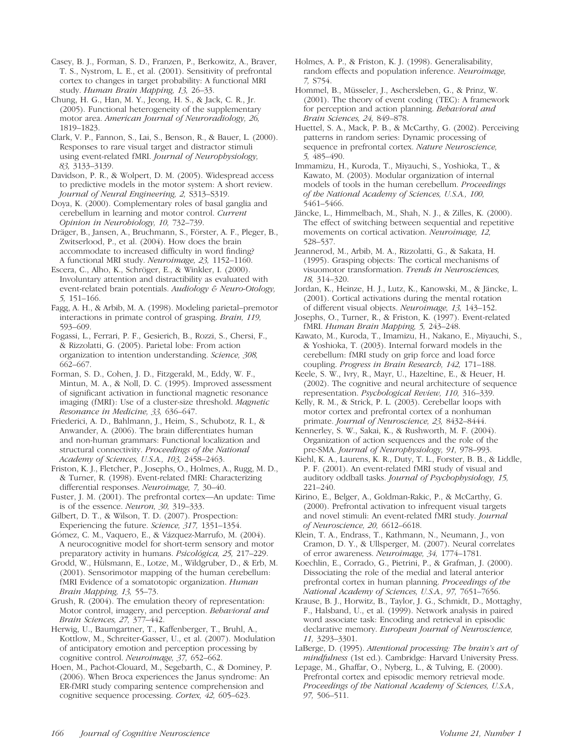Casey, B. J., Forman, S. D., Franzen, P., Berkowitz, A., Braver, T. S., Nystrom, L. E., et al. (2001). Sensitivity of prefrontal cortex to changes in target probability: A functional MRI study. *Human Brain Mapping, 13,* 26–33.

Chung, H. G., Han, M. Y., Jeong, H. S., & Jack, C. R., Jr. (2005). Functional heterogeneity of the supplementary motor area. *American Journal of Neuroradiology, 26,* 1819–1823.

Clark, V. P., Fannon, S., Lai, S., Benson, R., & Bauer, L. (2000). Responses to rare visual target and distractor stimuli using event-related fMRI. *Journal of Neurophysiology, 83,* 3133–3139.

Davidson, P. R., & Wolpert, D. M. (2005). Widespread access to predictive models in the motor system: A short review. *Journal of Neural Engineering, 2,* S313–S319.

Doya, K. (2000). Complementary roles of basal ganglia and cerebellum in learning and motor control. *Current Opinion in Neurobiology, 10,* 732–739.

Dräger, B., Jansen, A., Bruchmann, S., Förster, A. F., Pleger, B., Zwitserlood, P., et al. (2004). How does the brain accommodate to increased difficulty in word finding? A functional MRI study. *Neuroimage, 23,* 1152–1160.

Escera, C., Alho, K., Schröger, E., & Winkler, I. (2000). Involuntary attention and distractibility as evaluated with event-related brain potentials. *Audiology & Neuro-Otology, 5,* 151–166.

Fagg, A. H., & Arbib, M. A. (1998). Modeling parietal–premotor interactions in primate control of grasping. *Brain, 119,* 593–609.

Fogassi, L., Ferrari, P. F., Gesierich, B., Rozzi, S., Chersi, F., & Rizzolatti, G. (2005). Parietal lobe: From action organization to intention understanding. *Science, 308,* 662–667.

Forman, S. D., Cohen, J. D., Fitzgerald, M., Eddy, W. F., Mintun, M. A., & Noll, D. C. (1995). Improved assessment of significant activation in functional magnetic resonance imaging (fMRI): Use of a cluster-size threshold. *Magnetic Resonance in Medicine, 33,* 636–647.

Friederici, A. D., Bahlmann, J., Heim, S., Schubotz, R. I., & Anwander, A. (2006). The brain differentiates human and non-human grammars: Functional localization and structural connectivity. *Proceedings of the National Academy of Sciences, U.S.A., 103,* 2458–2463.

Friston, K. J., Fletcher, P., Josephs, O., Holmes, A., Rugg, M. D., & Turner, R. (1998). Event-related fMRI: Characterizing differential responses. *Neuroimage, 7,* 30–40.

Fuster, J. M. (2001). The prefrontal cortex—An update: Time is of the essence. *Neuron, 30,* 319–333.

Gilbert, D. T., & Wilson, T. D. (2007). Prospection: Experiencing the future. *Science, 317,* 1351–1354.

Gómez, C. M., Vaquero, E., & Vázquez-Marrufo, M. (2004). A neurocognitive model for short-term sensory and motor preparatory activity in humans. *Psicológica, 25,* 217–229.

Grodd, W., Hülsmann, E., Lotze, M., Wildgruber, D., & Erb, M. (2001). Sensorimotor mapping of the human cerebellum: fMRI Evidence of a somatotopic organization. *Human Brain Mapping, 13,* 55–73.

Grush, R. (2004). The emulation theory of representation: Motor control, imagery, and perception. *Behavioral and Brain Sciences, 27,* 377–442.

Herwig, U., Baumgartner, T., Kaffenberger, T., Bruhl, A., Kottlow, M., Schreiter-Gasser, U., et al. (2007). Modulation of anticipatory emotion and perception processing by cognitive control. *Neuroimage, 37,* 652–662.

Hoen, M., Pachot-Clouard, M., Segebarth, C., & Dominey, P. (2006). When Broca experiences the Janus syndrome: An ER-fMRI study comparing sentence comprehension and cognitive sequence processing. *Cortex, 42,* 605–623.

Holmes, A. P., & Friston, K. J. (1998). Generalisability, random effects and population inference. *Neuroimage, 7,* S754.

Hommel, B., Müsseler, J., Aschersleben, G., & Prinz, W. (2001). The theory of event coding (TEC): A framework for perception and action planning. *Behavioral and Brain Sciences, 24,* 849–878.

Huettel, S. A., Mack, P. B., & McCarthy, G. (2002). Perceiving patterns in random series: Dynamic processing of sequence in prefrontal cortex. *Nature Neuroscience, 5,* 485–490.

Immamizu, H., Kuroda, T., Miyauchi, S., Yoshioka, T., & Kawato, M. (2003). Modular organization of internal models of tools in the human cerebellum. *Proceedings of the National Academy of Sciences, U.S.A., 100,* 5461–5466.

Jäncke, L., Himmelbach, M., Shah, N. J., & Zilles, K. (2000). The effect of switching between sequential and repetitive movements on cortical activation. *Neuroimage, 12,* 528–537.

Jeannerod, M., Arbib, M. A., Rizzolatti, G., & Sakata, H. (1995). Grasping objects: The cortical mechanisms of visuomotor transformation. *Trends in Neurosciences, 18,* 314–320.

Jordan, K., Heinze, H. J., Lutz, K., Kanowski, M., & Jäncke, L. (2001). Cortical activations during the mental rotation of different visual objects. *Neuroimage, 13,* 143–152.

Josephs, O., Turner, R., & Friston, K. (1997). Event-related fMRI. *Human Brain Mapping, 5,* 243–248.

Kawato, M., Kuroda, T., Imamizu, H., Nakano, E., Miyauchi, S., & Yoshioka, T. (2003). Internal forward models in the cerebellum: fMRI study on grip force and load force coupling. *Progress in Brain Research, 142,* 171–188.

Keele, S. W., Ivry, R., Mayr, U., Hazeltine, E., & Heuer, H. (2002). The cognitive and neural architecture of sequence representation. *Psychological Review, 110,* 316–339.

Kelly, R. M., & Strick, P. L. (2003). Cerebellar loops with motor cortex and prefrontal cortex of a nonhuman primate. *Journal of Neuroscience, 23,* 8432–8444.

Kennerley, S. W., Sakai, K., & Rushworth, M. F. (2004). Organization of action sequences and the role of the pre-SMA. *Journal of Neurophysiology, 91,* 978–993.

Kiehl, K. A., Laurens, K. R., Duty, T. L., Forster, B. B., & Liddle, P. F. (2001). An event-related fMRI study of visual and auditory oddball tasks. *Journal of Psychophysiology, 15,* 221–240.

Kirino, E., Belger, A., Goldman-Rakic, P., & McCarthy, G. (2000). Prefrontal activation to infrequent visual targets and novel stimuli: An event-related fMRI study. *Journal of Neuroscience, 20,* 6612–6618.

Klein, T. A., Endrass, T., Kathmann, N., Neumann, J., von Cramon, D. Y., & Ullsperger, M. (2007). Neural correlates of error awareness. *Neuroimage, 34,* 1774–1781.

Koechlin, E., Corrado, G., Pietrini, P., & Grafman, J. (2000). Dissociating the role of the medial and lateral anterior prefrontal cortex in human planning. *Proceedings of the National Academy of Sciences, U.S.A., 97,* 7651–7656.

Krause, B. J., Horwitz, B., Taylor, J. G., Schmidt, D., Mottaghy, F., Halsband, U., et al. (1999). Network analysis in paired word associate task: Encoding and retrieval in episodic declarative memory. *European Journal of Neuroscience, 11,* 3293–3301.

LaBerge, D. (1995). *Attentional processing: The brain's art of mindfulness* (1st ed.). Cambridge: Harvard University Press.

Lepage, M., Ghaffar, O., Nyberg, L., & Tulving, E. (2000). Prefrontal cortex and episodic memory retrieval mode. *Proceedings of the National Academy of Sciences, U.S.A., 97,* 506–511.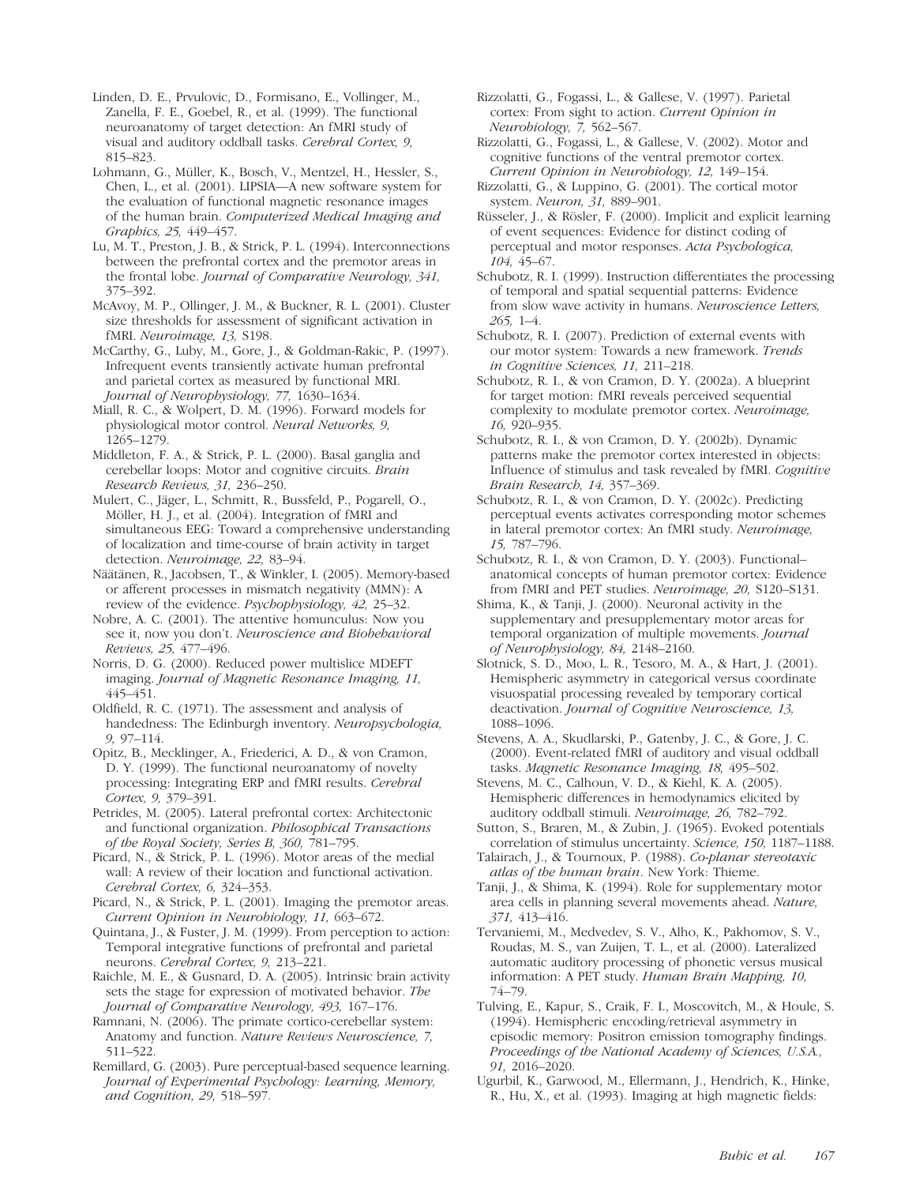Linden, D. E., Prvulovic, D., Formisano, E., Vollinger, M., Zanella, F. E., Goebel, R., et al. (1999). The functional neuroanatomy of target detection: An fMRI study of visual and auditory oddball tasks. *Cerebral Cortex, 9,* 815–823.

Lohmann, G., Müller, K., Bosch, V., Mentzel, H., Hessler, S., Chen, L., et al. (2001). LIPSIA—A new software system for the evaluation of functional magnetic resonance images of the human brain. *Computerized Medical Imaging and Graphics, 25,* 449–457.

Lu, M. T., Preston, J. B., & Strick, P. L. (1994). Interconnections between the prefrontal cortex and the premotor areas in the frontal lobe. *Journal of Comparative Neurology, 341,* 375–392.

McAvoy, M. P., Ollinger, J. M., & Buckner, R. L. (2001). Cluster size thresholds for assessment of significant activation in fMRI. *Neuroimage, 13,* S198.

McCarthy, G., Luby, M., Gore, J., & Goldman-Rakic, P. (1997). Infrequent events transiently activate human prefrontal and parietal cortex as measured by functional MRI. *Journal of Neurophysiology, 77,* 1630–1634.

Miall, R. C., & Wolpert, D. M. (1996). Forward models for physiological motor control. *Neural Networks, 9,* 1265–1279.

Middleton, F. A., & Strick, P. L. (2000). Basal ganglia and cerebellar loops: Motor and cognitive circuits. *Brain Research Reviews, 31,* 236–250.

Mulert, C., Jäger, L., Schmitt, R., Bussfeld, P., Pogarell, O., Möller, H. J., et al. (2004). Integration of fMRI and simultaneous EEG: Toward a comprehensive understanding of localization and time-course of brain activity in target detection. *Neuroimage, 22,* 83–94.

Näätänen, R., Jacobsen, T., & Winkler, I. (2005). Memory-based or afferent processes in mismatch negativity (MMN): A review of the evidence. *Psychophysiology, 42,* 25–32.

Nobre, A. C. (2001). The attentive homunculus: Now you see it, now you don't. *Neuroscience and Biobehavioral Reviews, 25,* 477–496.

Norris, D. G. (2000). Reduced power multislice MDEFT imaging. *Journal of Magnetic Resonance Imaging, 11,* 445–451.

Oldfield, R. C. (1971). The assessment and analysis of handedness: The Edinburgh inventory. *Neuropsychologia, 9,* 97–114.

Opitz, B., Mecklinger, A., Friederici, A. D., & von Cramon, D. Y. (1999). The functional neuroanatomy of novelty processing: Integrating ERP and fMRI results. *Cerebral Cortex, 9,* 379–391.

Petrides, M. (2005). Lateral prefrontal cortex: Architectonic and functional organization. *Philosophical Transactions of the Royal Society, Series B, 360,* 781–795.

Picard, N., & Strick, P. L. (1996). Motor areas of the medial wall: A review of their location and functional activation. *Cerebral Cortex, 6,* 324–353.

Picard, N., & Strick, P. L. (2001). Imaging the premotor areas. *Current Opinion in Neurobiology, 11,* 663–672.

Quintana, J., & Fuster, J. M. (1999). From perception to action: Temporal integrative functions of prefrontal and parietal neurons. *Cerebral Cortex, 9,* 213–221.

Raichle, M. E., & Gusnard, D. A. (2005). Intrinsic brain activity sets the stage for expression of motivated behavior. *The Journal of Comparative Neurology, 493,* 167–176.

Ramnani, N. (2006). The primate cortico-cerebellar system: Anatomy and function. *Nature Reviews Neuroscience, 7,* 511–522.

Remillard, G. (2003). Pure perceptual-based sequence learning. *Journal of Experimental Psychology: Learning, Memory, and Cognition, 29,* 518–597.

Rizzolatti, G., Fogassi, L., & Gallese, V. (1997). Parietal cortex: From sight to action. *Current Opinion in Neurobiology, 7,* 562–567.

Rizzolatti, G., Fogassi, L., & Gallese, V. (2002). Motor and cognitive functions of the ventral premotor cortex. *Current Opinion in Neurobiology, 12,* 149–154.

Rizzolatti, G., & Luppino, G. (2001). The cortical motor system. *Neuron, 31,* 889–901.

Rüsseler, J., & Rösler, F. (2000). Implicit and explicit learning of event sequences: Evidence for distinct coding of perceptual and motor responses. *Acta Psychologica, 104,* 45–67.

Schubotz, R. I. (1999). Instruction differentiates the processing of temporal and spatial sequential patterns: Evidence from slow wave activity in humans. *Neuroscience Letters, 265,* 1–4.

Schubotz, R. I. (2007). Prediction of external events with our motor system: Towards a new framework. *Trends in Cognitive Sciences, 11,* 211–218.

Schubotz, R. I., & von Cramon, D. Y. (2002a). A blueprint for target motion: fMRI reveals perceived sequential complexity to modulate premotor cortex. *Neuroimage, 16,* 920–935.

Schubotz, R. I., & von Cramon, D. Y. (2002b). Dynamic patterns make the premotor cortex interested in objects: Influence of stimulus and task revealed by fMRI. *Cognitive Brain Research, 14,* 357–369.

Schubotz, R. I., & von Cramon, D. Y. (2002c). Predicting perceptual events activates corresponding motor schemes in lateral premotor cortex: An fMRI study. *Neuroimage, 15,* 787–796.

Schubotz, R. I., & von Cramon, D. Y. (2003). Functional–anatomical concepts of human premotor cortex: Evidence from fMRI and PET studies. *Neuroimage, 20,* S120–S131.

Shima, K., & Tanji, J. (2000). Neuronal activity in the supplementary and presupplementary motor areas for temporal organization of multiple movements. *Journal of Neurophysiology, 84,* 2148–2160.

Slotnick, S. D., Moo, L. R., Tesoro, M. A., & Hart, J. (2001). Hemispheric asymmetry in categorical versus coordinate visuospatial processing revealed by temporary cortical deactivation. *Journal of Cognitive Neuroscience, 13,* 1088–1096.

Stevens, A. A., Skudlarski, P., Gatenby, J. C., & Gore, J. C. (2000). Event-related fMRI of auditory and visual oddball tasks. *Magnetic Resonance Imaging, 18,* 495–502.

Stevens, M. C., Calhoun, V. D., & Kiehl, K. A. (2005). Hemispheric differences in hemodynamics elicited by auditory oddball stimuli. *Neuroimage, 26,* 782–792.

Sutton, S., Braren, M., & Zubin, J. (1965). Evoked potentials correlation of stimulus uncertainty. *Science, 150,* 1187–1188.

Talairach, J., & Tournoux, P. (1988). *Co-planar stereotaxic atlas of the human brain*. New York: Thieme.

Tanji, J., & Shima, K. (1994). Role for supplementary motor area cells in planning several movements ahead. *Nature, 371,* 413–416.

Tervaniemi, M., Medvedev, S. V., Alho, K., Pakhomov, S. V., Roudas, M. S., van Zuijen, T. L., et al. (2000). Lateralized automatic auditory processing of phonetic versus musical information: A PET study. *Human Brain Mapping, 10,* 74–79.

Tulving, E., Kapur, S., Craik, F. I., Moscovitch, M., & Houle, S. (1994). Hemispheric encoding/retrieval asymmetry in episodic memory: Positron emission tomography findings. *Proceedings of the National Academy of Sciences, U.S.A., 91,* 2016–2020.

Ugurbil, K., Garwood, M., Ellermann, J., Hendrich, K., Hinke, R., Hu, X., et al. (1993). Imaging at high magnetic fields: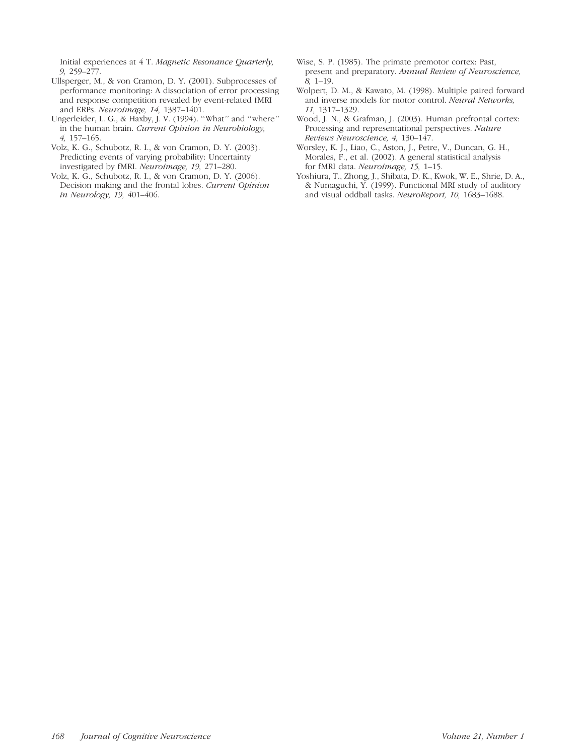Initial experiences at 4 T. *Magnetic Resonance Quarterly, 9,* 259–277.

Ullsperger, M., & von Cramon, D. Y. (2001). Subprocesses of performance monitoring: A dissociation of error processing and response competition revealed by event-related fMRI and ERPs. *Neuroimage, 14,* 1387–1401.

Ungerleider, L. G., & Haxby, J. V. (1994). ''What'' and ''where'' in the human brain. *Current Opinion in Neurobiology, 4,* 157–165.

Volz, K. G., Schubotz, R. I., & von Cramon, D. Y. (2003). Predicting events of varying probability: Uncertainty investigated by fMRI. *Neuroimage, 19,* 271–280.

Volz, K. G., Schubotz, R. I., & von Cramon, D. Y. (2006). Decision making and the frontal lobes. *Current Opinion in Neurology, 19,* 401–406.

Wise, S. P. (1985). The primate premotor cortex: Past, present and preparatory. *Annual Review of Neuroscience, 8,* 1–19.

Wolpert, D. M., & Kawato, M. (1998). Multiple paired forward and inverse models for motor control. *Neural Networks, 11,* 1317–1329.

Wood, J. N., & Grafman, J. (2003). Human prefrontal cortex: Processing and representational perspectives. *Nature Reviews Neuroscience, 4,* 130–147.

Worsley, K. J., Liao, C., Aston, J., Petre, V., Duncan, G. H., Morales, F., et al. (2002). A general statistical analysis for fMRI data. *Neuroimage, 15,* 1–15.

Yoshiura, T., Zhong, J., Shibata, D. K., Kwok, W. E., Shrie, D. A., & Numaguchi, Y. (1999). Functional MRI study of auditory and visual oddball tasks. *NeuroReport, 10,* 1683–1688.